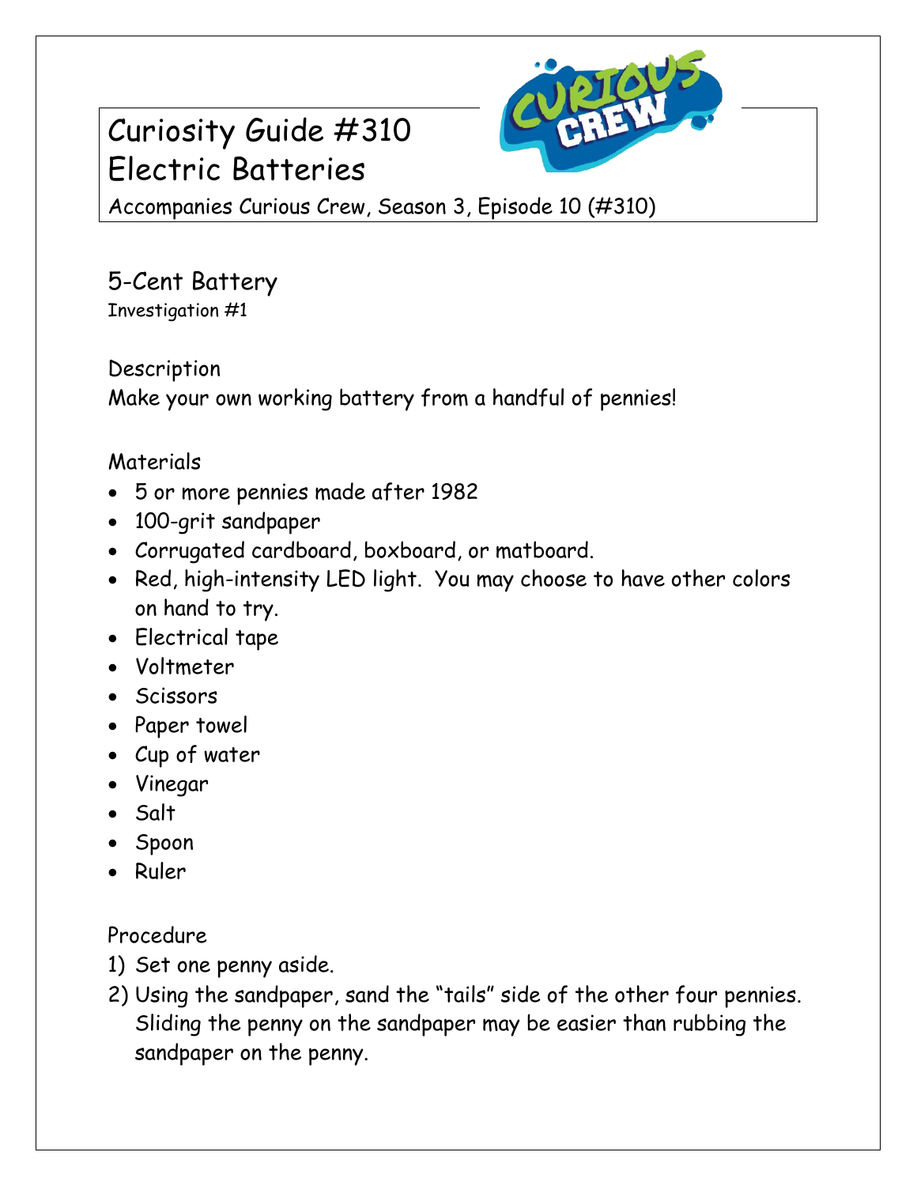# Curiosity Guide #310
# Electric Batteries

Accompanies Curious Crew, Season 3, Episode 10 (#310)

## 5-Cent Battery

Investigation #1

### Description

Make your own working battery from a handful of pennies!

### Materials

- 5 or more pennies made after 1982
- 100-grit sandpaper
- Corrugated cardboard, boxboard, or matboard.
- Red, high-intensity LED light. You may choose to have other colors on hand to try.
- Electrical tape
- Voltmeter
- Scissors
- Paper towel
- Cup of water
- Vinegar
- Salt
- Spoon
- Ruler

### Procedure

1) Set one penny aside.
2) Using the sandpaper, sand the "tails" side of the other four pennies. Sliding the penny on the sandpaper may be easier than rubbing the sandpaper on the penny.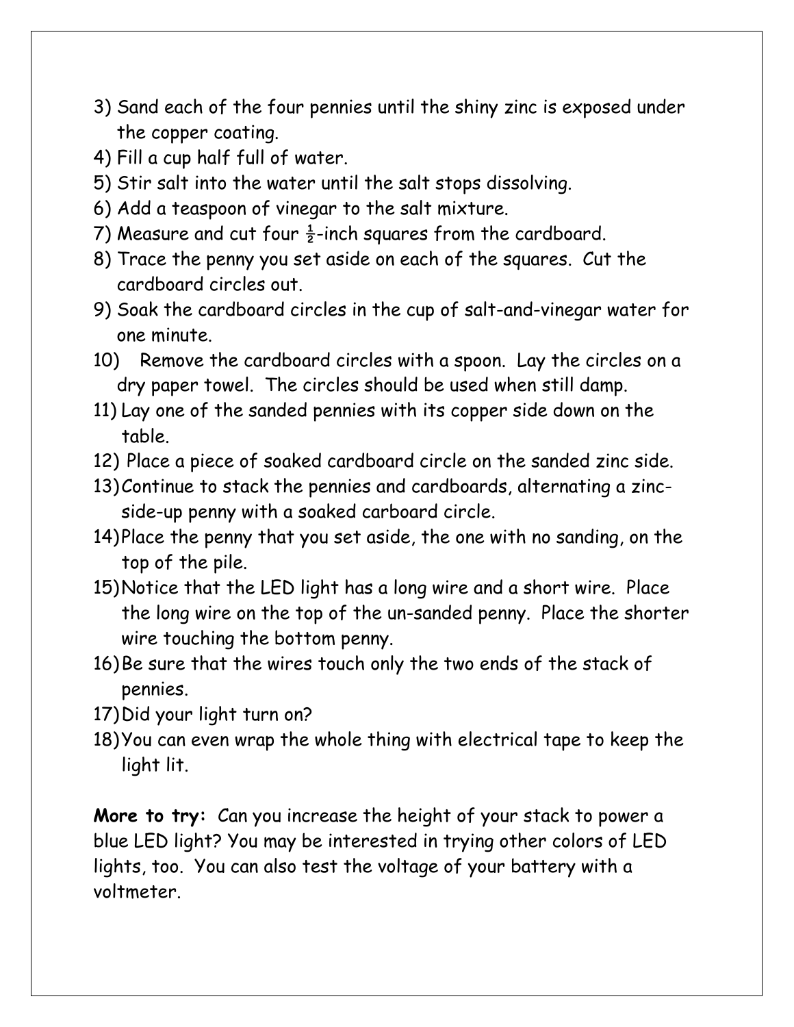3) Sand each of the four pennies until the shiny zinc is exposed under the copper coating.
4) Fill a cup half full of water.
5) Stir salt into the water until the salt stops dissolving.
6) Add a teaspoon of vinegar to the salt mixture.
7) Measure and cut four ½-inch squares from the cardboard.
8) Trace the penny you set aside on each of the squares. Cut the cardboard circles out.
9) Soak the cardboard circles in the cup of salt-and-vinegar water for one minute.
10) Remove the cardboard circles with a spoon. Lay the circles on a dry paper towel. The circles should be used when still damp.
11) Lay one of the sanded pennies with its copper side down on the table.
12) Place a piece of soaked cardboard circle on the sanded zinc side.
13) Continue to stack the pennies and cardboards, alternating a zinc-side-up penny with a soaked carboard circle.
14) Place the penny that you set aside, the one with no sanding, on the top of the pile.
15) Notice that the LED light has a long wire and a short wire. Place the long wire on the top of the un-sanded penny. Place the shorter wire touching the bottom penny.
16) Be sure that the wires touch only the two ends of the stack of pennies.
17) Did your light turn on?
18) You can even wrap the whole thing with electrical tape to keep the light lit.

**More to try:** Can you increase the height of your stack to power a blue LED light? You may be interested in trying other colors of LED lights, too. You can also test the voltage of your battery with a voltmeter.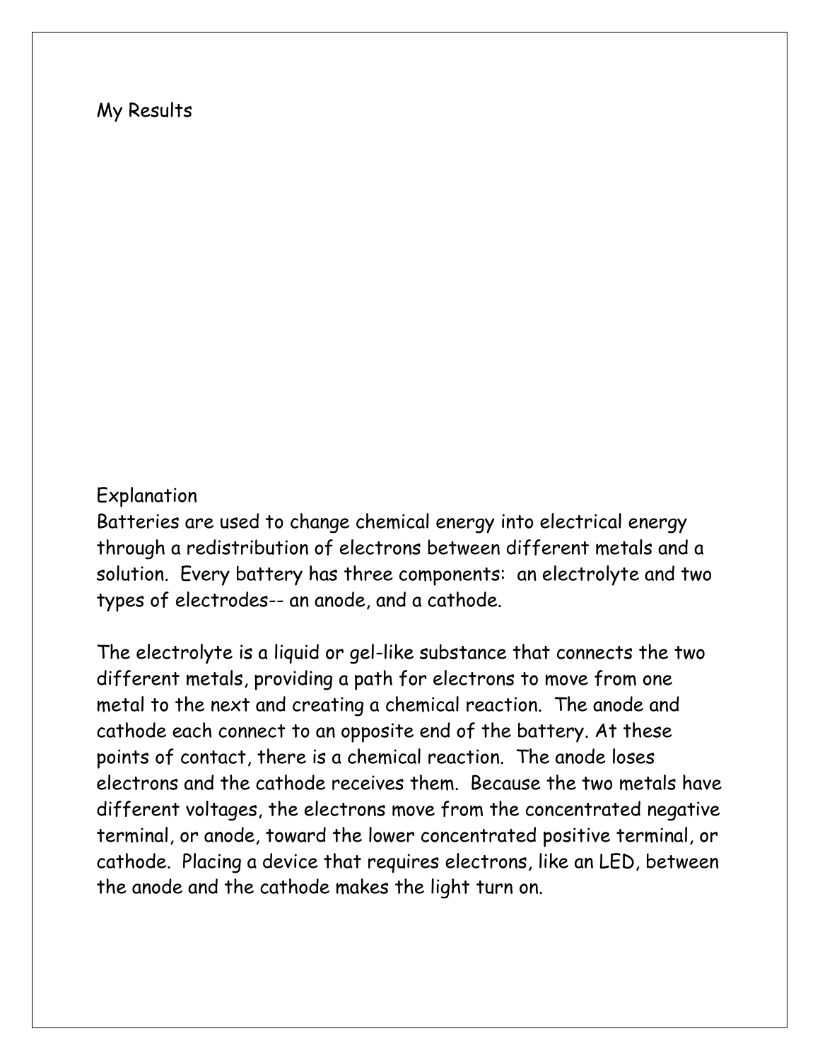## My Results

## Explanation

Batteries are used to change chemical energy into electrical energy through a redistribution of electrons between different metals and a solution. Every battery has three components: an electrolyte and two types of electrodes-- an anode, and a cathode.

The electrolyte is a liquid or gel-like substance that connects the two different metals, providing a path for electrons to move from one metal to the next and creating a chemical reaction. The anode and cathode each connect to an opposite end of the battery. At these points of contact, there is a chemical reaction. The anode loses electrons and the cathode receives them. Because the two metals have different voltages, the electrons move from the concentrated negative terminal, or anode, toward the lower concentrated positive terminal, or cathode. Placing a device that requires electrons, like an LED, between the anode and the cathode makes the light turn on.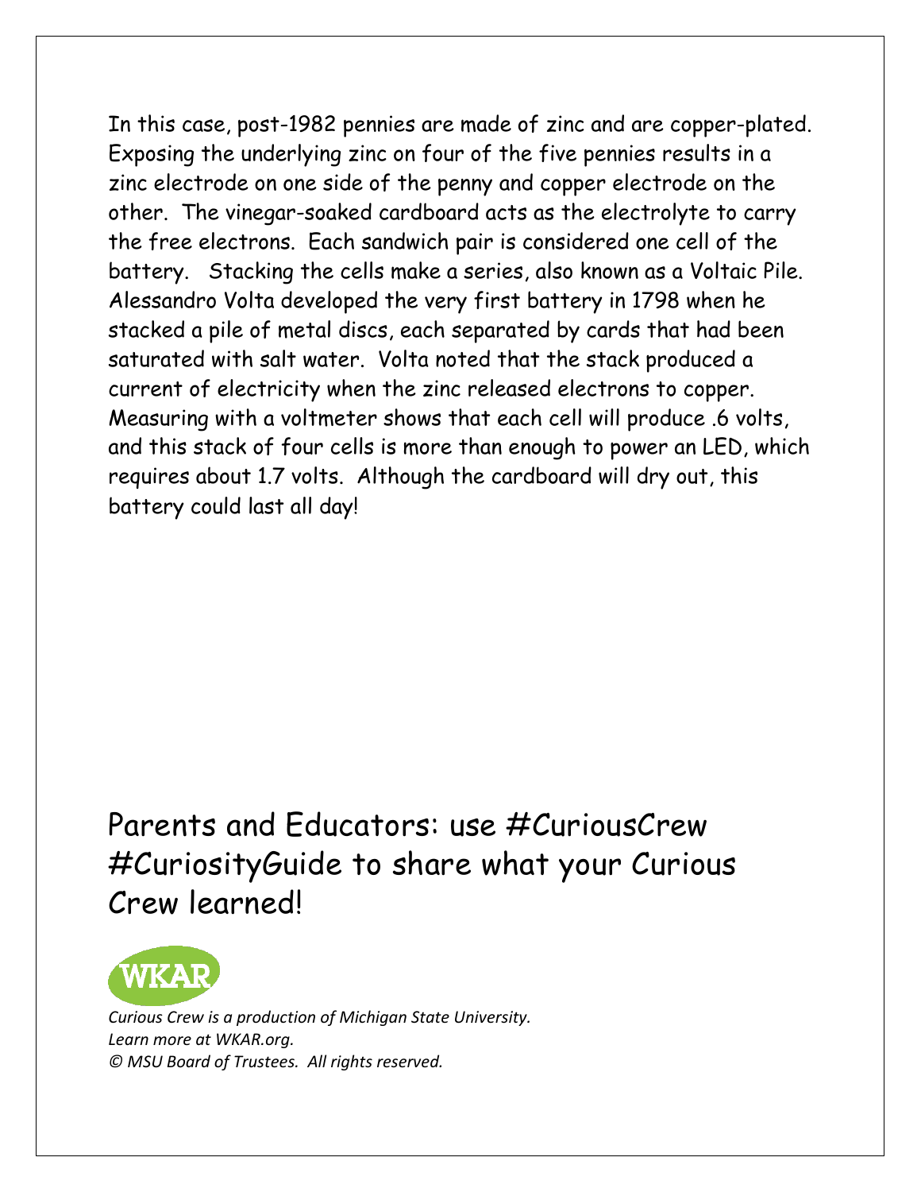In this case, post-1982 pennies are made of zinc and are copper-plated. Exposing the underlying zinc on four of the five pennies results in a zinc electrode on one side of the penny and copper electrode on the other. The vinegar-soaked cardboard acts as the electrolyte to carry the free electrons. Each sandwich pair is considered one cell of the battery. Stacking the cells make a series, also known as a Voltaic Pile. Alessandro Volta developed the very first battery in 1798 when he stacked a pile of metal discs, each separated by cards that had been saturated with salt water. Volta noted that the stack produced a current of electricity when the zinc released electrons to copper. Measuring with a voltmeter shows that each cell will produce .6 volts, and this stack of four cells is more than enough to power an LED, which requires about 1.7 volts. Although the cardboard will dry out, this battery could last all day!

## Parents and Educators: use #CuriousCrew #CuriosityGuide to share what your Curious Crew learned!

WKAR

*Curious Crew is a production of Michigan State University.*
*Learn more at WKAR.org.*
*© MSU Board of Trustees. All rights reserved.*